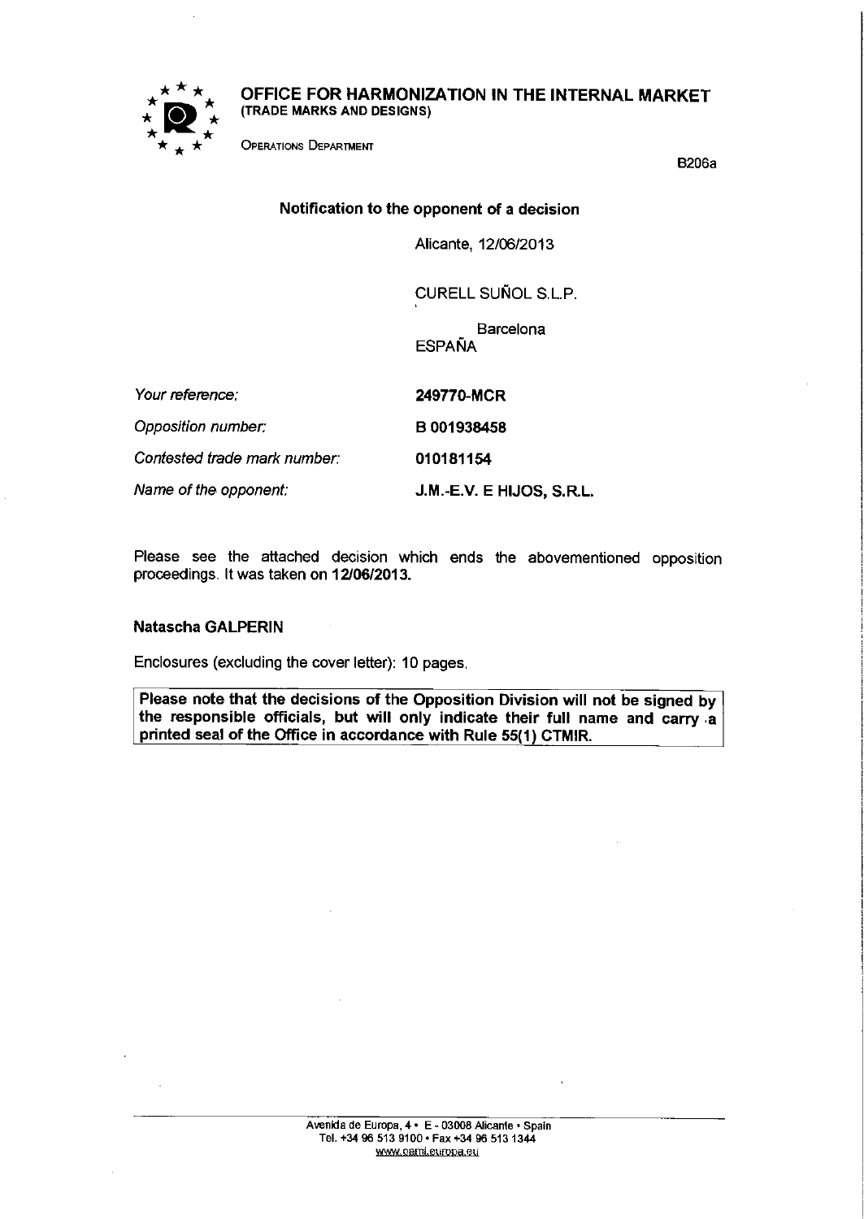# OFFICE FOR HARMONIZATION IN THE INTERNAL MARKET
**(TRADE MARKS AND DESIGNS)**

OPERATIONS DEPARTMENT

B206a

## Notification to the opponent of a decision

Alicante, 12/06/2013

CURELL SUÑOL S.L.P.

Barcelona
ESPAÑA

| | |
|---|---|
| *Your reference:* | **249770-MCR** |
| *Opposition number:* | **B 001938458** |
| *Contested trade mark number:* | **010181154** |
| *Name of the opponent:* | **J.M.-E.V. E HIJOS, S.R.L.** |

Please see the attached decision which ends the abovementioned opposition proceedings. It was taken on **12/06/2013.**

**Natascha GALPERIN**

Enclosures (excluding the cover letter): 10 pages.

**Please note that the decisions of the Opposition Division will not be signed by the responsible officials, but will only indicate their full name and carry a printed seal of the Office in accordance with Rule 55(1) CTMIR.**

Avenida de Europa, 4 • E - 03008 Alicante • Spain
Tel. +34 96 513 9100 • Fax +34 96 513 1344
www.oami.europa.eu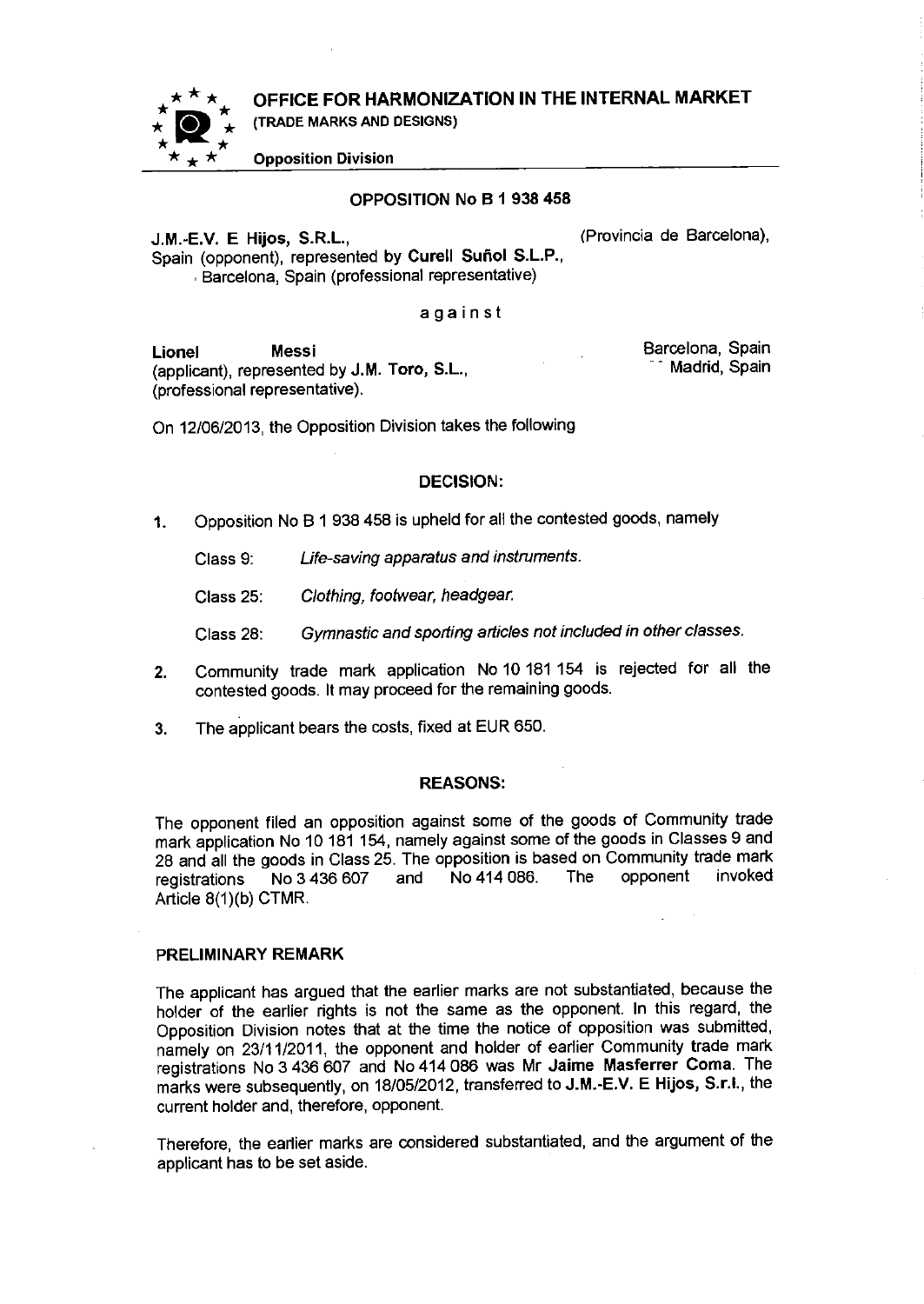# OFFICE FOR HARMONIZATION IN THE INTERNAL MARKET

(TRADE MARKS AND DESIGNS)

**Opposition Division**

---

## OPPOSITION No B 1 938 458

**J.M.-E.V. E Hijos, S.R.L.**, (Provincia de Barcelona), Spain (opponent), represented by **Curell Suñol S.L.P.**, Barcelona, Spain (professional representative)

a g a i n s t

**Lionel Messi**, Barcelona, Spain (applicant), represented by **J.M. Toro, S.L.**, Madrid, Spain (professional representative).

On 12/06/2013, the Opposition Division takes the following

## DECISION:

1. Opposition No B 1 938 458 is upheld for all the contested goods, namely

   Class 9: *Life-saving apparatus and instruments.*

   Class 25: *Clothing, footwear, headgear.*

   Class 28: *Gymnastic and sporting articles not included in other classes.*

2. Community trade mark application No 10 181 154 is rejected for all the contested goods. It may proceed for the remaining goods.

3. The applicant bears the costs, fixed at EUR 650.

## REASONS:

The opponent filed an opposition against some of the goods of Community trade mark application No 10 181 154, namely against some of the goods in Classes 9 and 28 and all the goods in Class 25. The opposition is based on Community trade mark registrations No 3 436 607 and No 414 086. The opponent invoked Article 8(1)(b) CTMR.

### PRELIMINARY REMARK

The applicant has argued that the earlier marks are not substantiated, because the holder of the earlier rights is not the same as the opponent. In this regard, the Opposition Division notes that at the time the notice of opposition was submitted, namely on 23/11/2011, the opponent and holder of earlier Community trade mark registrations No 3 436 607 and No 414 086 was Mr **Jaime Masferrer Coma**. The marks were subsequently, on 18/05/2012, transferred to **J.M.-E.V. E Hijos, S.r.l.**, the current holder and, therefore, opponent.

Therefore, the earlier marks are considered substantiated, and the argument of the applicant has to be set aside.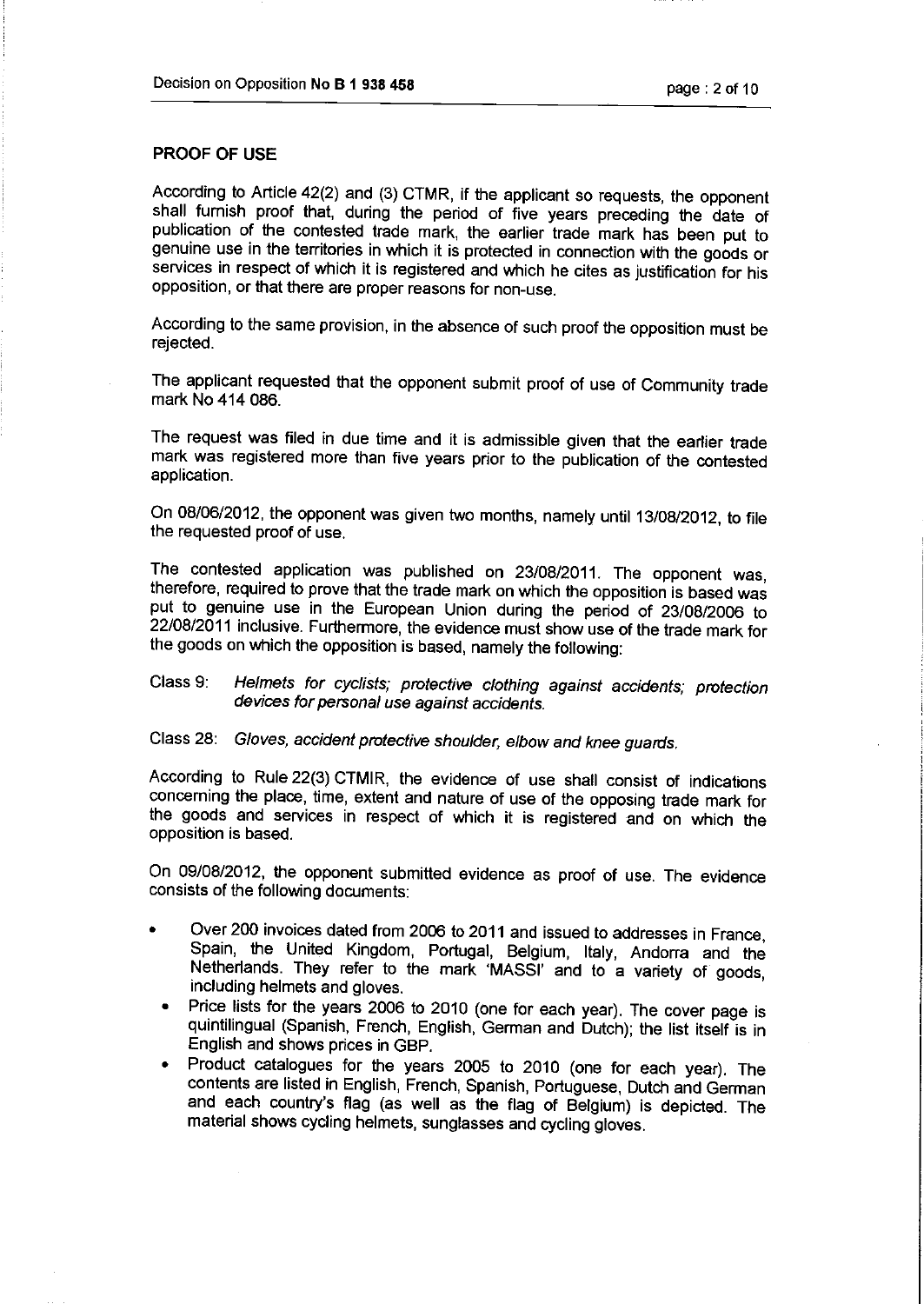## PROOF OF USE

According to Article 42(2) and (3) CTMR, if the applicant so requests, the opponent shall furnish proof that, during the period of five years preceding the date of publication of the contested trade mark, the earlier trade mark has been put to genuine use in the territories in which it is protected in connection with the goods or services in respect of which it is registered and which he cites as justification for his opposition, or that there are proper reasons for non-use.

According to the same provision, in the absence of such proof the opposition must be rejected.

The applicant requested that the opponent submit proof of use of Community trade mark No 414 086.

The request was filed in due time and it is admissible given that the earlier trade mark was registered more than five years prior to the publication of the contested application.

On 08/06/2012, the opponent was given two months, namely until 13/08/2012, to file the requested proof of use.

The contested application was published on 23/08/2011. The opponent was, therefore, required to prove that the trade mark on which the opposition is based was put to genuine use in the European Union during the period of 23/08/2006 to 22/08/2011 inclusive. Furthermore, the evidence must show use of the trade mark for the goods on which the opposition is based, namely the following:

Class 9: *Helmets for cyclists; protective clothing against accidents; protection devices for personal use against accidents.*

Class 28: *Gloves, accident protective shoulder, elbow and knee guards.*

According to Rule 22(3) CTMIR, the evidence of use shall consist of indications concerning the place, time, extent and nature of use of the opposing trade mark for the goods and services in respect of which it is registered and on which the opposition is based.

On 09/08/2012, the opponent submitted evidence as proof of use. The evidence consists of the following documents:

- Over 200 invoices dated from 2006 to 2011 and issued to addresses in France, Spain, the United Kingdom, Portugal, Belgium, Italy, Andorra and the Netherlands. They refer to the mark 'MASSI' and to a variety of goods, including helmets and gloves.
- Price lists for the years 2006 to 2010 (one for each year). The cover page is quintilingual (Spanish, French, English, German and Dutch); the list itself is in English and shows prices in GBP.
- Product catalogues for the years 2005 to 2010 (one for each year). The contents are listed in English, French, Spanish, Portuguese, Dutch and German and each country's flag (as well as the flag of Belgium) is depicted. The material shows cycling helmets, sunglasses and cycling gloves.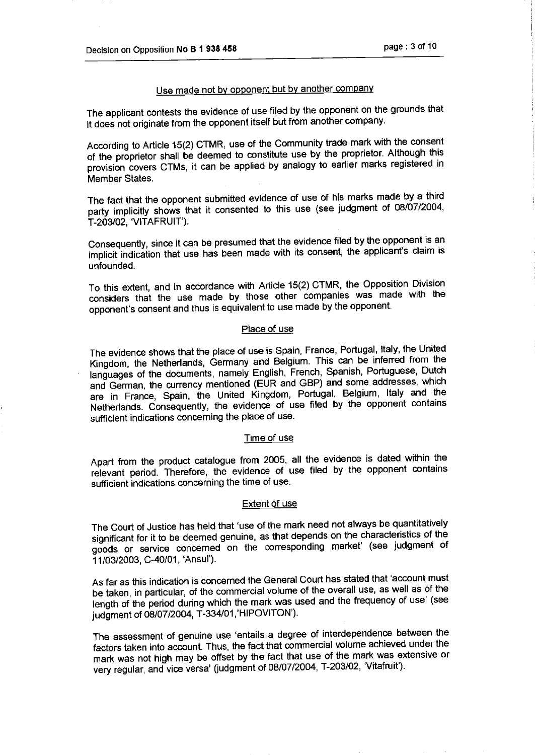### Use made not by opponent but by another company

The applicant contests the evidence of use filed by the opponent on the grounds that it does not originate from the opponent itself but from another company.

According to Article 15(2) CTMR, use of the Community trade mark with the consent of the proprietor shall be deemed to constitute use by the proprietor. Although this provision covers CTMs, it can be applied by analogy to earlier marks registered in Member States.

The fact that the opponent submitted evidence of use of his marks made by a third party implicitly shows that it consented to this use (see judgment of 08/07/2004, T-203/02, 'VITAFRUIT').

Consequently, since it can be presumed that the evidence filed by the opponent is an implicit indication that use has been made with its consent, the applicant's claim is unfounded.

To this extent, and in accordance with Article 15(2) CTMR, the Opposition Division considers that the use made by those other companies was made with the opponent's consent and thus is equivalent to use made by the opponent.

### Place of use

The evidence shows that the place of use is Spain, France, Portugal, Italy, the United Kingdom, the Netherlands, Germany and Belgium. This can be inferred from the languages of the documents, namely English, French, Spanish, Portuguese, Dutch and German, the currency mentioned (EUR and GBP) and some addresses, which are in France, Spain, the United Kingdom, Portugal, Belgium, Italy and the Netherlands. Consequently, the evidence of use filed by the opponent contains sufficient indications concerning the place of use.

### Time of use

Apart from the product catalogue from 2005, all the evidence is dated within the relevant period. Therefore, the evidence of use filed by the opponent contains sufficient indications concerning the time of use.

### Extent of use

The Court of Justice has held that 'use of the mark need not always be quantitatively significant for it to be deemed genuine, as that depends on the characteristics of the goods or service concerned on the corresponding market' (see judgment of 11/03/2003, C-40/01, 'Ansul').

As far as this indication is concerned the General Court has stated that 'account must be taken, in particular, of the commercial volume of the overall use, as well as of the length of the period during which the mark was used and the frequency of use' (see judgment of 08/07/2004, T-334/01,'HIPOVITON').

The assessment of genuine use 'entails a degree of interdependence between the factors taken into account. Thus, the fact that commercial volume achieved under the mark was not high may be offset by the fact that use of the mark was extensive or very regular, and vice versa' (judgment of 08/07/2004, T-203/02, 'Vitafruit').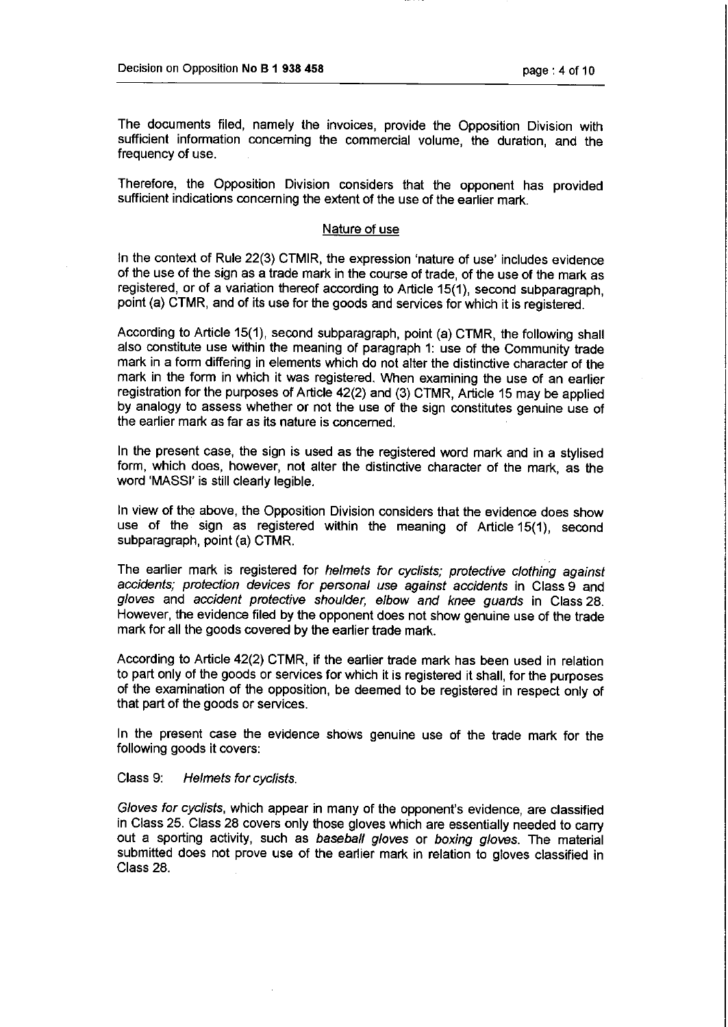The documents filed, namely the invoices, provide the Opposition Division with sufficient information concerning the commercial volume, the duration, and the frequency of use.

Therefore, the Opposition Division considers that the opponent has provided sufficient indications concerning the extent of the use of the earlier mark.

<u>Nature of use</u>

In the context of Rule 22(3) CTMIR, the expression 'nature of use' includes evidence of the use of the sign as a trade mark in the course of trade, of the use of the mark as registered, or of a variation thereof according to Article 15(1), second subparagraph, point (a) CTMR, and of its use for the goods and services for which it is registered.

According to Article 15(1), second subparagraph, point (a) CTMR, the following shall also constitute use within the meaning of paragraph 1: use of the Community trade mark in a form differing in elements which do not alter the distinctive character of the mark in the form in which it was registered. When examining the use of an earlier registration for the purposes of Article 42(2) and (3) CTMR, Article 15 may be applied by analogy to assess whether or not the use of the sign constitutes genuine use of the earlier mark as far as its nature is concerned.

In the present case, the sign is used as the registered word mark and in a stylised form, which does, however, not alter the distinctive character of the mark, as the word 'MASSI' is still clearly legible.

In view of the above, the Opposition Division considers that the evidence does show use of the sign as registered within the meaning of Article 15(1), second subparagraph, point (a) CTMR.

The earlier mark is registered for *helmets for cyclists; protective clothing against accidents; protection devices for personal use against accidents* in Class 9 and *gloves* and *accident protective shoulder, elbow and knee guards* in Class 28. However, the evidence filed by the opponent does not show genuine use of the trade mark for all the goods covered by the earlier trade mark.

According to Article 42(2) CTMR, if the earlier trade mark has been used in relation to part only of the goods or services for which it is registered it shall, for the purposes of the examination of the opposition, be deemed to be registered in respect only of that part of the goods or services.

In the present case the evidence shows genuine use of the trade mark for the following goods it covers:

Class 9: *Helmets for cyclists.*

*Gloves for cyclists*, which appear in many of the opponent's evidence, are classified in Class 25. Class 28 covers only those gloves which are essentially needed to carry out a sporting activity, such as *baseball gloves* or *boxing gloves*. The material submitted does not prove use of the earlier mark in relation to gloves classified in Class 28.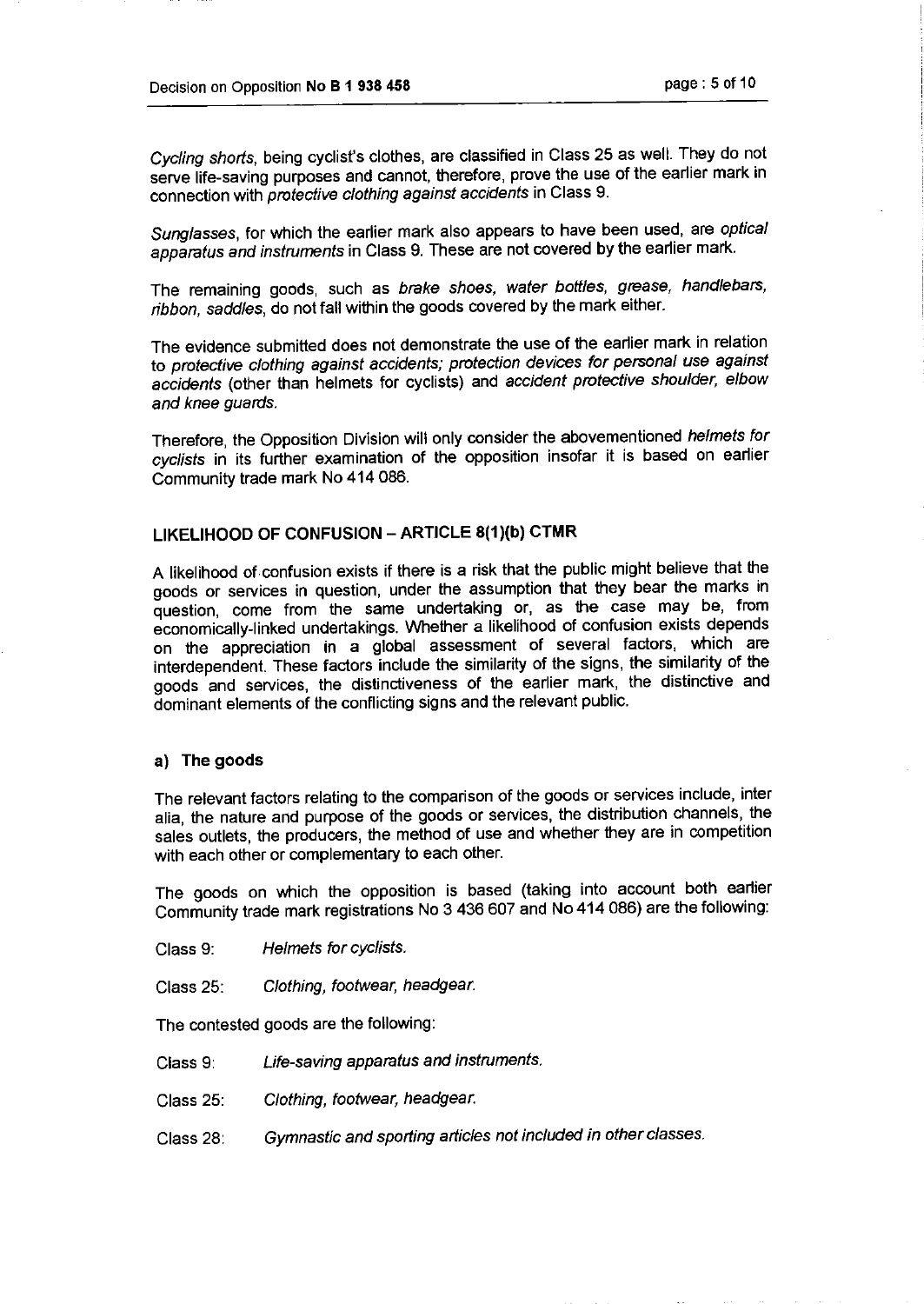*Cycling shorts*, being cyclist's clothes, are classified in Class 25 as well. They do not serve life-saving purposes and cannot, therefore, prove the use of the earlier mark in connection with *protective clothing against accidents* in Class 9.

*Sunglasses*, for which the earlier mark also appears to have been used, are *optical apparatus and instruments* in Class 9. These are not covered by the earlier mark.

The remaining goods, such as *brake shoes, water bottles, grease, handlebars, ribbon, saddles*, do not fall within the goods covered by the mark either.

The evidence submitted does not demonstrate the use of the earlier mark in relation to *protective clothing against accidents; protection devices for personal use against accidents* (other than helmets for cyclists) and *accident protective shoulder, elbow and knee guards.*

Therefore, the Opposition Division will only consider the abovementioned *helmets for cyclists* in its further examination of the opposition insofar it is based on earlier Community trade mark No 414 086.

## LIKELIHOOD OF CONFUSION – ARTICLE 8(1)(b) CTMR

A likelihood of confusion exists if there is a risk that the public might believe that the goods or services in question, under the assumption that they bear the marks in question, come from the same undertaking or, as the case may be, from economically-linked undertakings. Whether a likelihood of confusion exists depends on the appreciation in a global assessment of several factors, which are interdependent. These factors include the similarity of the signs, the similarity of the goods and services, the distinctiveness of the earlier mark, the distinctive and dominant elements of the conflicting signs and the relevant public.

### a) The goods

The relevant factors relating to the comparison of the goods or services include, inter alia, the nature and purpose of the goods or services, the distribution channels, the sales outlets, the producers, the method of use and whether they are in competition with each other or complementary to each other.

The goods on which the opposition is based (taking into account both earlier Community trade mark registrations No 3 436 607 and No 414 086) are the following:

Class 9: *Helmets for cyclists.*

Class 25: *Clothing, footwear, headgear.*

The contested goods are the following:

Class 9: *Life-saving apparatus and instruments.*

Class 25: *Clothing, footwear, headgear.*

Class 28: *Gymnastic and sporting articles not included in other classes.*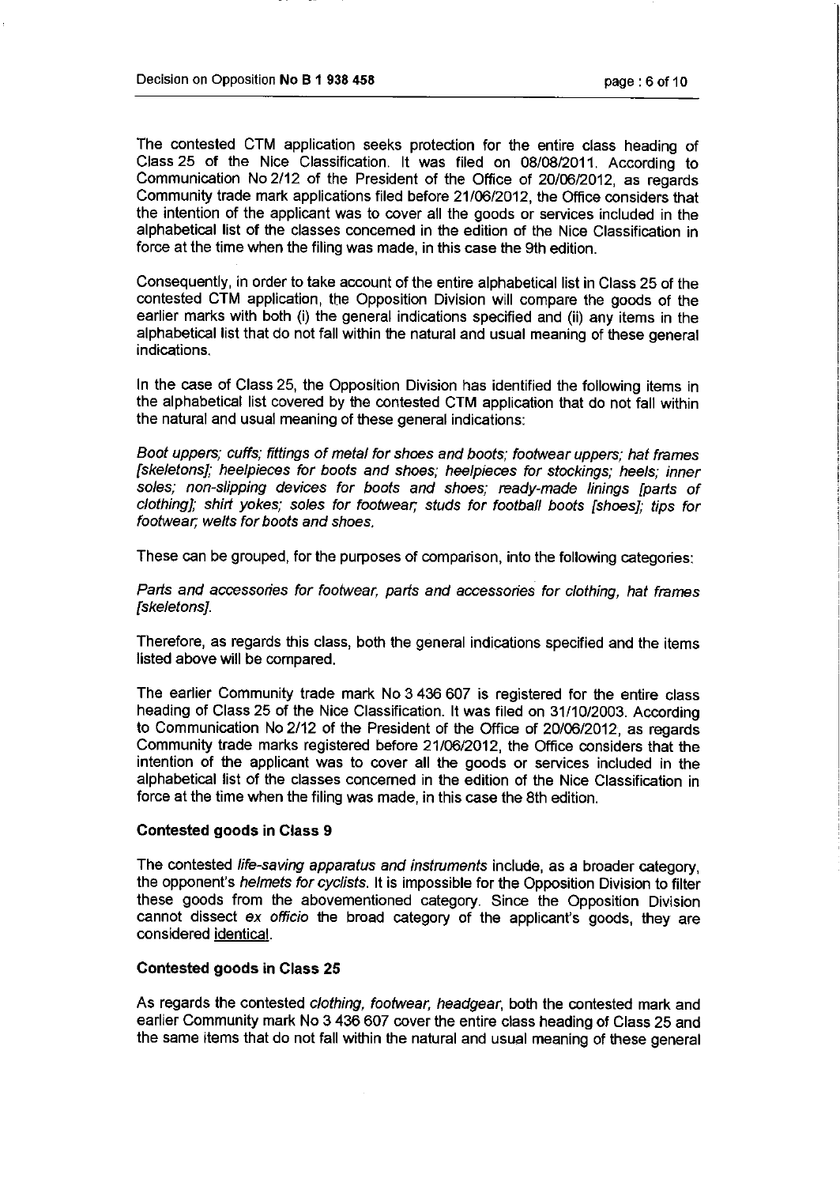The contested CTM application seeks protection for the entire class heading of Class 25 of the Nice Classification. It was filed on 08/08/2011. According to Communication No 2/12 of the President of the Office of 20/06/2012, as regards Community trade mark applications filed before 21/06/2012, the Office considers that the intention of the applicant was to cover all the goods or services included in the alphabetical list of the classes concerned in the edition of the Nice Classification in force at the time when the filing was made, in this case the 9th edition.

Consequently, in order to take account of the entire alphabetical list in Class 25 of the contested CTM application, the Opposition Division will compare the goods of the earlier marks with both (i) the general indications specified and (ii) any items in the alphabetical list that do not fall within the natural and usual meaning of these general indications.

In the case of Class 25, the Opposition Division has identified the following items in the alphabetical list covered by the contested CTM application that do not fall within the natural and usual meaning of these general indications:

*Boot uppers; cuffs; fittings of metal for shoes and boots; footwear uppers; hat frames [skeletons]; heelpieces for boots and shoes; heelpieces for stockings; heels; inner soles; non-slipping devices for boots and shoes; ready-made linings [parts of clothing]; shirt yokes; soles for footwear; studs for football boots [shoes]; tips for footwear; welts for boots and shoes.*

These can be grouped, for the purposes of comparison, into the following categories:

*Parts and accessories for footwear, parts and accessories for clothing, hat frames [skeletons].*

Therefore, as regards this class, both the general indications specified and the items listed above will be compared.

The earlier Community trade mark No 3 436 607 is registered for the entire class heading of Class 25 of the Nice Classification. It was filed on 31/10/2003. According to Communication No 2/12 of the President of the Office of 20/06/2012, as regards Community trade marks registered before 21/06/2012, the Office considers that the intention of the applicant was to cover all the goods or services included in the alphabetical list of the classes concerned in the edition of the Nice Classification in force at the time when the filing was made, in this case the 8th edition.

**Contested goods in Class 9**

The contested *life-saving apparatus and instruments* include, as a broader category, the opponent's *helmets for cyclists*. It is impossible for the Opposition Division to filter these goods from the abovementioned category. Since the Opposition Division cannot dissect *ex officio* the broad category of the applicant's goods, they are considered identical.

**Contested goods in Class 25**

As regards the contested *clothing, footwear, headgear*, both the contested mark and earlier Community mark No 3 436 607 cover the entire class heading of Class 25 and the same items that do not fall within the natural and usual meaning of these general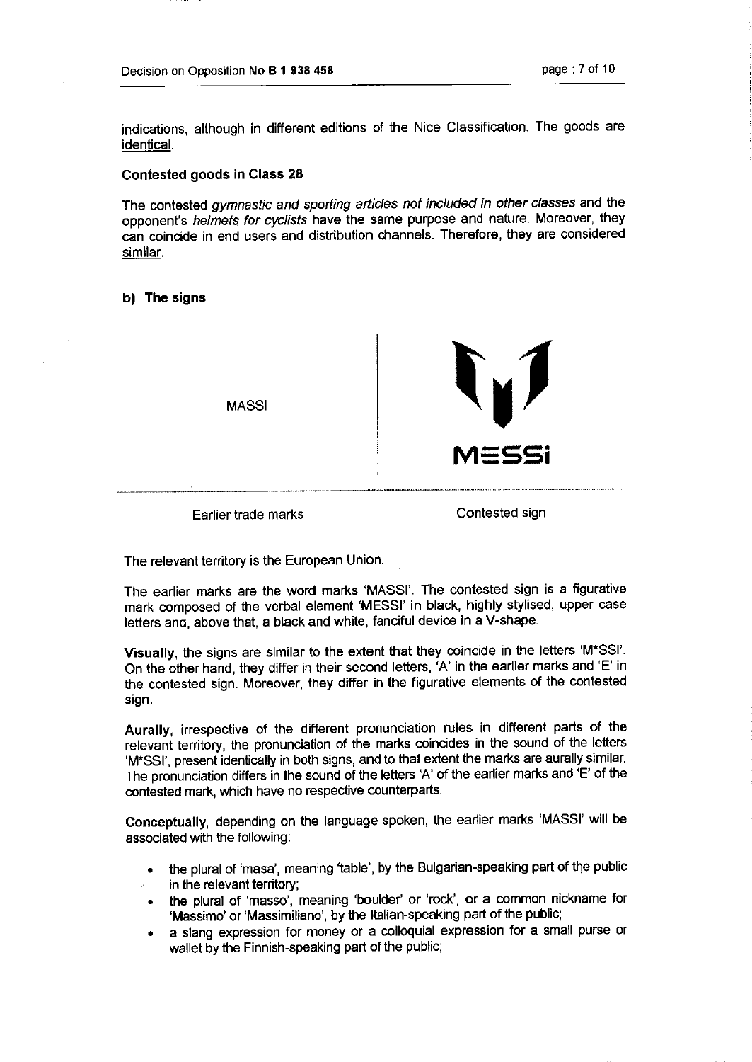indications, although in different editions of the Nice Classification. The goods are identical.

**Contested goods in Class 28**

The contested *gymnastic and sporting articles not included in other classes* and the opponent's *helmets for cyclists* have the same purpose and nature. Moreover, they can coincide in end users and distribution channels. Therefore, they are considered similar.

**b) The signs**

| MASSI | MESSI |
|---|---|
| Earlier trade marks | Contested sign |

The relevant territory is the European Union.

The earlier marks are the word marks 'MASSI'. The contested sign is a figurative mark composed of the verbal element 'MESSI' in black, highly stylised, upper case letters and, above that, a black and white, fanciful device in a V-shape.

**Visually**, the signs are similar to the extent that they coincide in the letters 'M*SSI'. On the other hand, they differ in their second letters, 'A' in the earlier marks and 'E' in the contested sign. Moreover, they differ in the figurative elements of the contested sign.

**Aurally**, irrespective of the different pronunciation rules in different parts of the relevant territory, the pronunciation of the marks coincides in the sound of the letters 'M*SSI', present identically in both signs, and to that extent the marks are aurally similar. The pronunciation differs in the sound of the letters 'A' of the earlier marks and 'E' of the contested mark, which have no respective counterparts.

**Conceptually**, depending on the language spoken, the earlier marks 'MASSI' will be associated with the following:

- the plural of 'masa', meaning 'table', by the Bulgarian-speaking part of the public in the relevant territory;
- the plural of 'masso', meaning 'boulder' or 'rock', or a common nickname for 'Massimo' or 'Massimiliano', by the Italian-speaking part of the public;
- a slang expression for money or a colloquial expression for a small purse or wallet by the Finnish-speaking part of the public;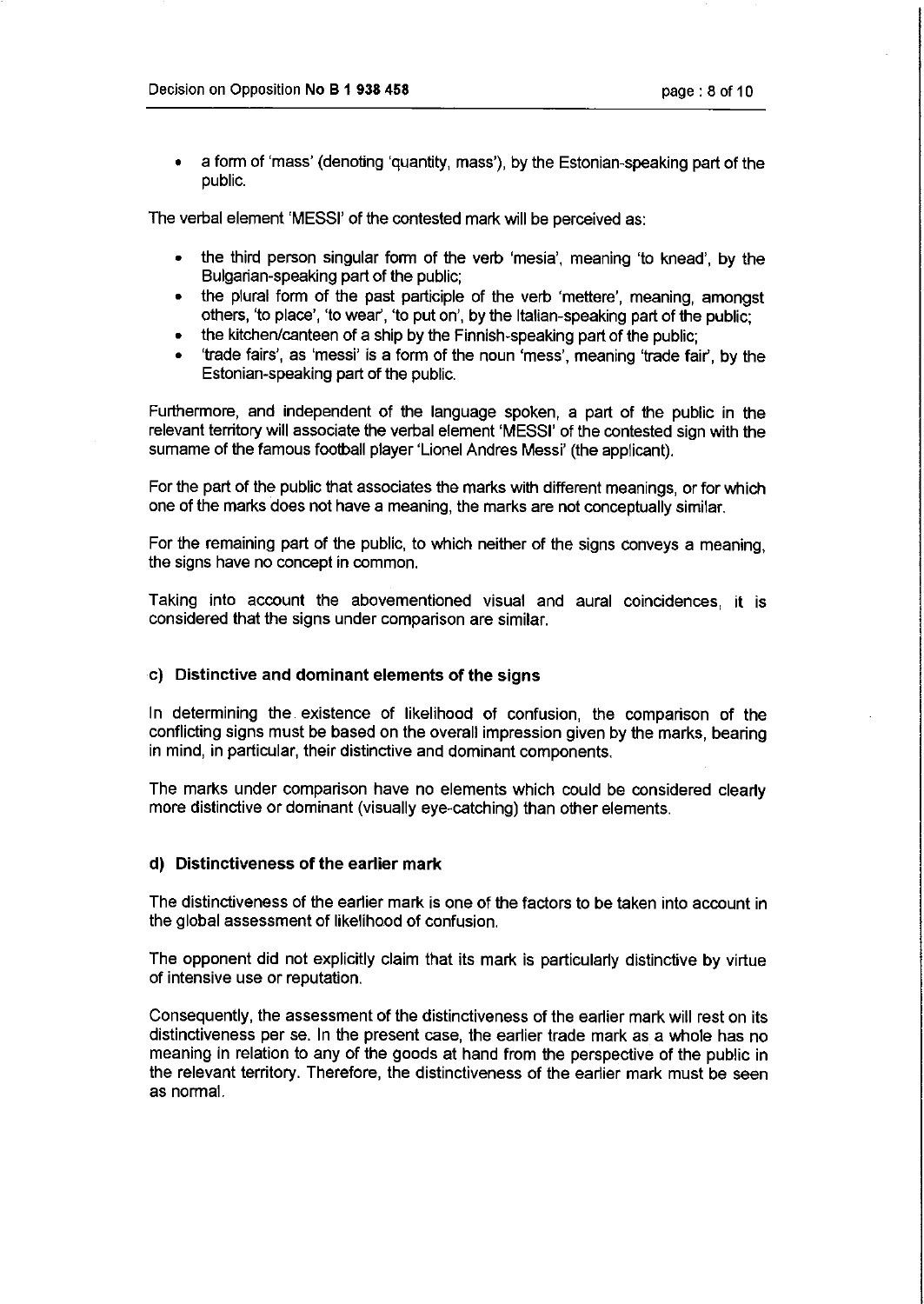- a form of 'mass' (denoting 'quantity, mass'), by the Estonian-speaking part of the public.

The verbal element 'MESSI' of the contested mark will be perceived as:

- the third person singular form of the verb 'mesia', meaning 'to knead', by the Bulgarian-speaking part of the public;
- the plural form of the past participle of the verb 'mettere', meaning, amongst others, 'to place', 'to wear', 'to put on', by the Italian-speaking part of the public;
- the kitchen/canteen of a ship by the Finnish-speaking part of the public;
- 'trade fairs', as 'messi' is a form of the noun 'mess', meaning 'trade fair', by the Estonian-speaking part of the public.

Furthermore, and independent of the language spoken, a part of the public in the relevant territory will associate the verbal element 'MESSI' of the contested sign with the surname of the famous football player 'Lionel Andres Messi' (the applicant).

For the part of the public that associates the marks with different meanings, or for which one of the marks does not have a meaning, the marks are not conceptually similar.

For the remaining part of the public, to which neither of the signs conveys a meaning, the signs have no concept in common.

Taking into account the abovementioned visual and aural coincidences, it is considered that the signs under comparison are similar.

#### c) Distinctive and dominant elements of the signs

In determining the existence of likelihood of confusion, the comparison of the conflicting signs must be based on the overall impression given by the marks, bearing in mind, in particular, their distinctive and dominant components.

The marks under comparison have no elements which could be considered clearly more distinctive or dominant (visually eye-catching) than other elements.

#### d) Distinctiveness of the earlier mark

The distinctiveness of the earlier mark is one of the factors to be taken into account in the global assessment of likelihood of confusion.

The opponent did not explicitly claim that its mark is particularly distinctive by virtue of intensive use or reputation.

Consequently, the assessment of the distinctiveness of the earlier mark will rest on its distinctiveness per se. In the present case, the earlier trade mark as a whole has no meaning in relation to any of the goods at hand from the perspective of the public in the relevant territory. Therefore, the distinctiveness of the earlier mark must be seen as normal.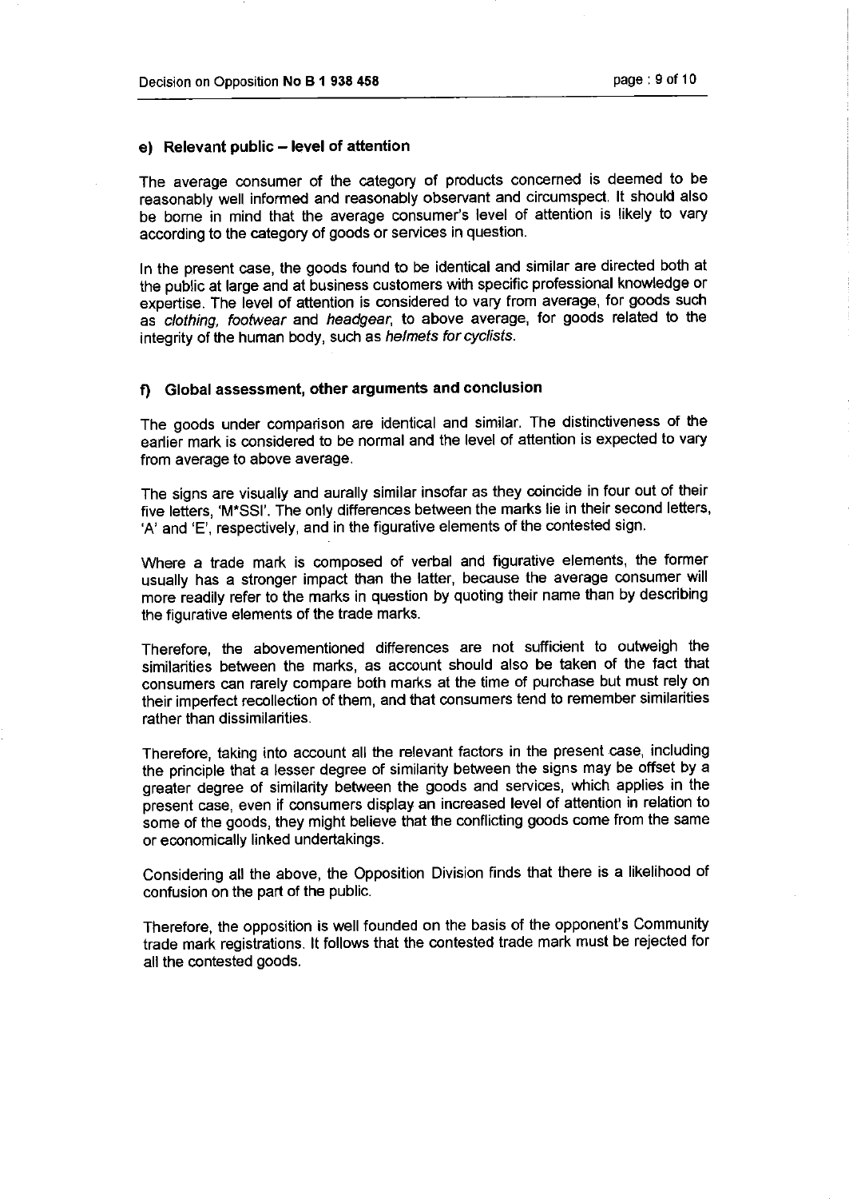#### e) Relevant public – level of attention

The average consumer of the category of products concerned is deemed to be reasonably well informed and reasonably observant and circumspect. It should also be borne in mind that the average consumer's level of attention is likely to vary according to the category of goods or services in question.

In the present case, the goods found to be identical and similar are directed both at the public at large and at business customers with specific professional knowledge or expertise. The level of attention is considered to vary from average, for goods such as *clothing, footwear* and *headgear*, to above average, for goods related to the integrity of the human body, such as *helmets for cyclists*.

#### f) Global assessment, other arguments and conclusion

The goods under comparison are identical and similar. The distinctiveness of the earlier mark is considered to be normal and the level of attention is expected to vary from average to above average.

The signs are visually and aurally similar insofar as they coincide in four out of their five letters, 'M*SSI'. The only differences between the marks lie in their second letters, 'A' and 'E', respectively, and in the figurative elements of the contested sign.

Where a trade mark is composed of verbal and figurative elements, the former usually has a stronger impact than the latter, because the average consumer will more readily refer to the marks in question by quoting their name than by describing the figurative elements of the trade marks.

Therefore, the abovementioned differences are not sufficient to outweigh the similarities between the marks, as account should also be taken of the fact that consumers can rarely compare both marks at the time of purchase but must rely on their imperfect recollection of them, and that consumers tend to remember similarities rather than dissimilarities.

Therefore, taking into account all the relevant factors in the present case, including the principle that a lesser degree of similarity between the signs may be offset by a greater degree of similarity between the goods and services, which applies in the present case, even if consumers display an increased level of attention in relation to some of the goods, they might believe that the conflicting goods come from the same or economically linked undertakings.

Considering all the above, the Opposition Division finds that there is a likelihood of confusion on the part of the public.

Therefore, the opposition is well founded on the basis of the opponent's Community trade mark registrations. It follows that the contested trade mark must be rejected for all the contested goods.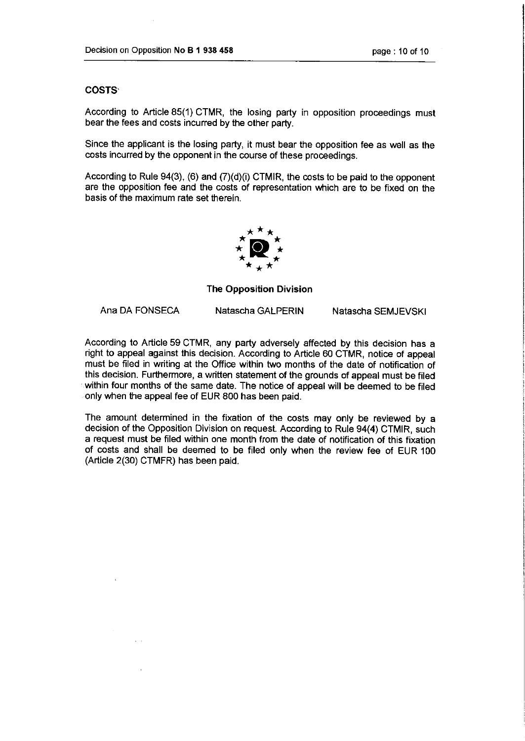## COSTS

According to Article 85(1) CTMR, the losing party in opposition proceedings must bear the fees and costs incurred by the other party.

Since the applicant is the losing party, it must bear the opposition fee as well as the costs incurred by the opponent in the course of these proceedings.

According to Rule 94(3), (6) and (7)(d)(i) CTMIR, the costs to be paid to the opponent are the opposition fee and the costs of representation which are to be fixed on the basis of the maximum rate set therein.

**The Opposition Division**

Ana DA FONSECA &nbsp;&nbsp;&nbsp;&nbsp; Natascha GALPERIN &nbsp;&nbsp;&nbsp;&nbsp; Natascha SEMJEVSKI

According to Article 59 CTMR, any party adversely affected by this decision has a right to appeal against this decision. According to Article 60 CTMR, notice of appeal must be filed in writing at the Office within two months of the date of notification of this decision. Furthermore, a written statement of the grounds of appeal must be filed within four months of the same date. The notice of appeal will be deemed to be filed only when the appeal fee of EUR 800 has been paid.

The amount determined in the fixation of the costs may only be reviewed by a decision of the Opposition Division on request. According to Rule 94(4) CTMIR, such a request must be filed within one month from the date of notification of this fixation of costs and shall be deemed to be filed only when the review fee of EUR 100 (Article 2(30) CTMFR) has been paid.